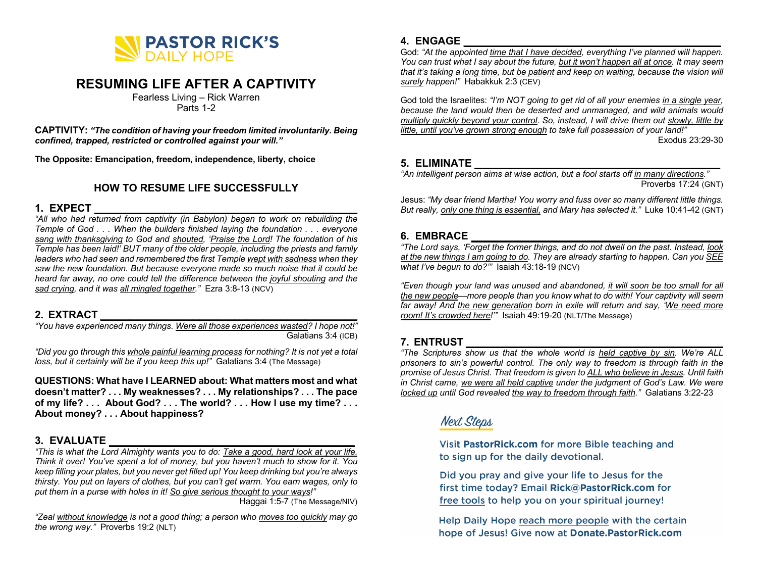PASTOR RICK'S
DAILY HOPE

# RESUMING LIFE AFTER A CAPTIVITY

Fearless Living – Rick Warren
Parts 1-2

**CAPTIVITY:** ***"The condition of having your freedom limited involuntarily. Being confined, trapped, restricted or controlled against your will."***

**The Opposite: Emancipation, freedom, independence, liberty, choice**

## HOW TO RESUME LIFE SUCCESSFULLY

### 1. EXPECT ________________________________

*"All who had returned from captivity (in Babylon) began to work on rebuilding the Temple of God . . . When the builders finished laying the foundation . . . everyone sang with thanksgiving to God and shouted, 'Praise the Lord! The foundation of his Temple has been laid!' BUT many of the older people, including the priests and family leaders who had seen and remembered the first Temple wept with sadness when they saw the new foundation. But because everyone made so much noise that it could be heard far away, no one could tell the difference between the joyful shouting and the sad crying, and it was all mingled together."* Ezra 3:8-13 (NCV)

### 2. EXTRACT ________________________________

*"You have experienced many things. Were all those experiences wasted? I hope not!"* Galatians 3:4 (ICB)

*"Did you go through this whole painful learning process for nothing? It is not yet a total loss, but it certainly will be if you keep this up!"* Galatians 3:4 (The Message)

**QUESTIONS: What have I LEARNED about: What matters most and what doesn't matter? . . . My weaknesses? . . . My relationships? . . . The pace of my life? . . . About God? . . . The world? . . . How I use my time? . . . About money? . . . About happiness?**

### 3. EVALUATE ________________________________

*"This is what the Lord Almighty wants you to do: Take a good, hard look at your life. Think it over! You've spent a lot of money, but you haven't much to show for it. You keep filling your plates, but you never get filled up! You keep drinking but you're always thirsty. You put on layers of clothes, but you can't get warm. You earn wages, only to put them in a purse with holes in it! So give serious thought to your ways!"* Haggai 1:5-7 (The Message/NIV)

*"Zeal without knowledge is not a good thing; a person who moves too quickly may go the wrong way."* Proverbs 19:2 (NLT)

### 4. ENGAGE ________________________________

God: *"At the appointed time that I have decided, everything I've planned will happen. You can trust what I say about the future, but it won't happen all at once. It may seem that it's taking a long time, but be patient and keep on waiting, because the vision will surely happen!"* Habakkuk 2:3 (CEV)

God told the Israelites: *"I'm NOT going to get rid of all your enemies in a single year, because the land would then be deserted and unmanaged, and wild animals would multiply quickly beyond your control. So, instead, I will drive them out slowly, little by little, until you've grown strong enough to take full possession of your land!"* Exodus 23:29-30

### 5. ELIMINATE ________________________________

*"An intelligent person aims at wise action, but a fool starts off in many directions."* Proverbs 17:24 (GNT)

Jesus: *"My dear friend Martha! You worry and fuss over so many different little things. But really, only one thing is essential, and Mary has selected it."* Luke 10:41-42 (GNT)

### 6. EMBRACE ________________________________

*"The Lord says, 'Forget the former things, and do not dwell on the past. Instead, look at the new things I am going to do. They are already starting to happen. Can you SEE what I've begun to do?'"* Isaiah 43:18-19 (NCV)

*"Even though your land was unused and abandoned, it will soon be too small for all the new people—more people than you know what to do with! Your captivity will seem far away! And the new generation born in exile will return and say, 'We need more room! It's crowded here!'"* Isaiah 49:19-20 (NLT/The Message)

### 7. ENTRUST ________________________________

*"The Scriptures show us that the whole world is held captive by sin. We're ALL prisoners to sin's powerful control. The only way to freedom is through faith in the promise of Jesus Christ. That freedom is given to ALL who believe in Jesus. Until faith in Christ came, we were all held captive under the judgment of God's Law. We were locked up until God revealed the way to freedom through faith."* Galatians 3:22-23

### Next Steps

Visit **PastorRick.com** for more Bible teaching and to sign up for the daily devotional.

Did you pray and give your life to Jesus for the first time today? Email **Rick@PastorRick.com** for free tools to help you on your spiritual journey!

Help Daily Hope reach more people with the certain hope of Jesus! Give now at **Donate.PastorRick.com**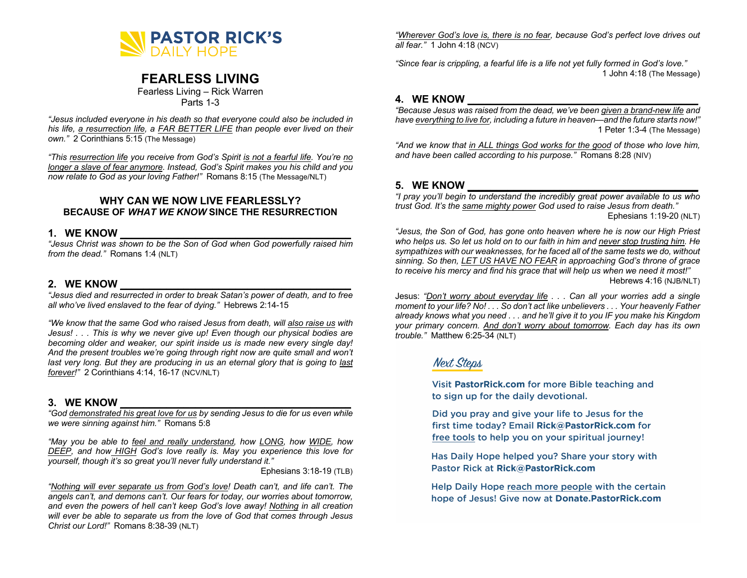# PASTOR RICK'S DAILY HOPE

# FEARLESS LIVING

Fearless Living – Rick Warren
Parts 1-3

*"Jesus included everyone in his death so that everyone could also be included in his life, a resurrection life, a FAR BETTER LIFE than people ever lived on their own."* 2 Corinthians 5:15 (The Message)

*"This resurrection life you receive from God's Spirit is not a fearful life. You're no longer a slave of fear anymore. Instead, God's Spirit makes you his child and you now relate to God as your loving Father!"* Romans 8:15 (The Message/NLT)

## WHY CAN WE NOW LIVE FEARLESSLY? BECAUSE OF *WHAT WE KNOW* SINCE THE RESURRECTION

### 1. WE KNOW ______________________________

*"Jesus Christ was shown to be the Son of God when God powerfully raised him from the dead."* Romans 1:4 (NLT)

### 2. WE KNOW ______________________________

*"Jesus died and resurrected in order to break Satan's power of death, and to free all who've lived enslaved to the fear of dying."* Hebrews 2:14-15

*"We know that the same God who raised Jesus from death, will also raise us with Jesus! . . . This is why we never give up! Even though our physical bodies are becoming older and weaker, our spirit inside us is made new every single day! And the present troubles we're going through right now are quite small and won't last very long. But they are producing in us an eternal glory that is going to last forever!"* 2 Corinthians 4:14, 16-17 (NCV/NLT)

### 3. WE KNOW ______________________________

*"God demonstrated his great love for us by sending Jesus to die for us even while we were sinning against him."* Romans 5:8

*"May you be able to feel and really understand, how LONG, how WIDE, how DEEP, and how HIGH God's love really is. May you experience this love for yourself, though it's so great you'll never fully understand it."* Ephesians 3:18-19 (TLB)

*"Nothing will ever separate us from God's love! Death can't, and life can't. The angels can't, and demons can't. Our fears for today, our worries about tomorrow, and even the powers of hell can't keep God's love away! Nothing in all creation will ever be able to separate us from the love of God that comes through Jesus Christ our Lord!"* Romans 8:38-39 (NLT)

*"Wherever God's love is, there is no fear, because God's perfect love drives out all fear."* 1 John 4:18 (NCV)

*"Since fear is crippling, a fearful life is a life not yet fully formed in God's love."* 1 John 4:18 (The Message)

### 4. WE KNOW ______________________________

*"Because Jesus was raised from the dead, we've been given a brand-new life and have everything to live for, including a future in heaven—and the future starts now!"* 1 Peter 1:3-4 (The Message)

*"And we know that in ALL things God works for the good of those who love him, and have been called according to his purpose."* Romans 8:28 (NIV)

### 5. WE KNOW ______________________________

*"I pray you'll begin to understand the incredibly great power available to us who trust God. It's the same mighty power God used to raise Jesus from death."* Ephesians 1:19-20 (NLT)

*"Jesus, the Son of God, has gone onto heaven where he is now our High Priest who helps us. So let us hold on to our faith in him and never stop trusting him. He sympathizes with our weaknesses, for he faced all of the same tests we do, without sinning. So then, LET US HAVE NO FEAR in approaching God's throne of grace to receive his mercy and find his grace that will help us when we need it most!"* Hebrews 4:16 (NJB/NLT)

Jesus: *"Don't worry about everyday life . . . Can all your worries add a single moment to your life? No! . . . So don't act like unbelievers . . . Your heavenly Father already knows what you need . . . and he'll give it to you IF you make his Kingdom your primary concern. And don't worry about tomorrow. Each day has its own trouble."* Matthew 6:25-34 (NLT)

## Next Steps

Visit **PastorRick.com** for more Bible teaching and to sign up for the daily devotional.

Did you pray and give your life to Jesus for the first time today? Email **Rick@PastorRick.com** for free tools to help you on your spiritual journey!

Has Daily Hope helped you? Share your story with Pastor Rick at **Rick@PastorRick.com**

Help Daily Hope reach more people with the certain hope of Jesus! Give now at **Donate.PastorRick.com**